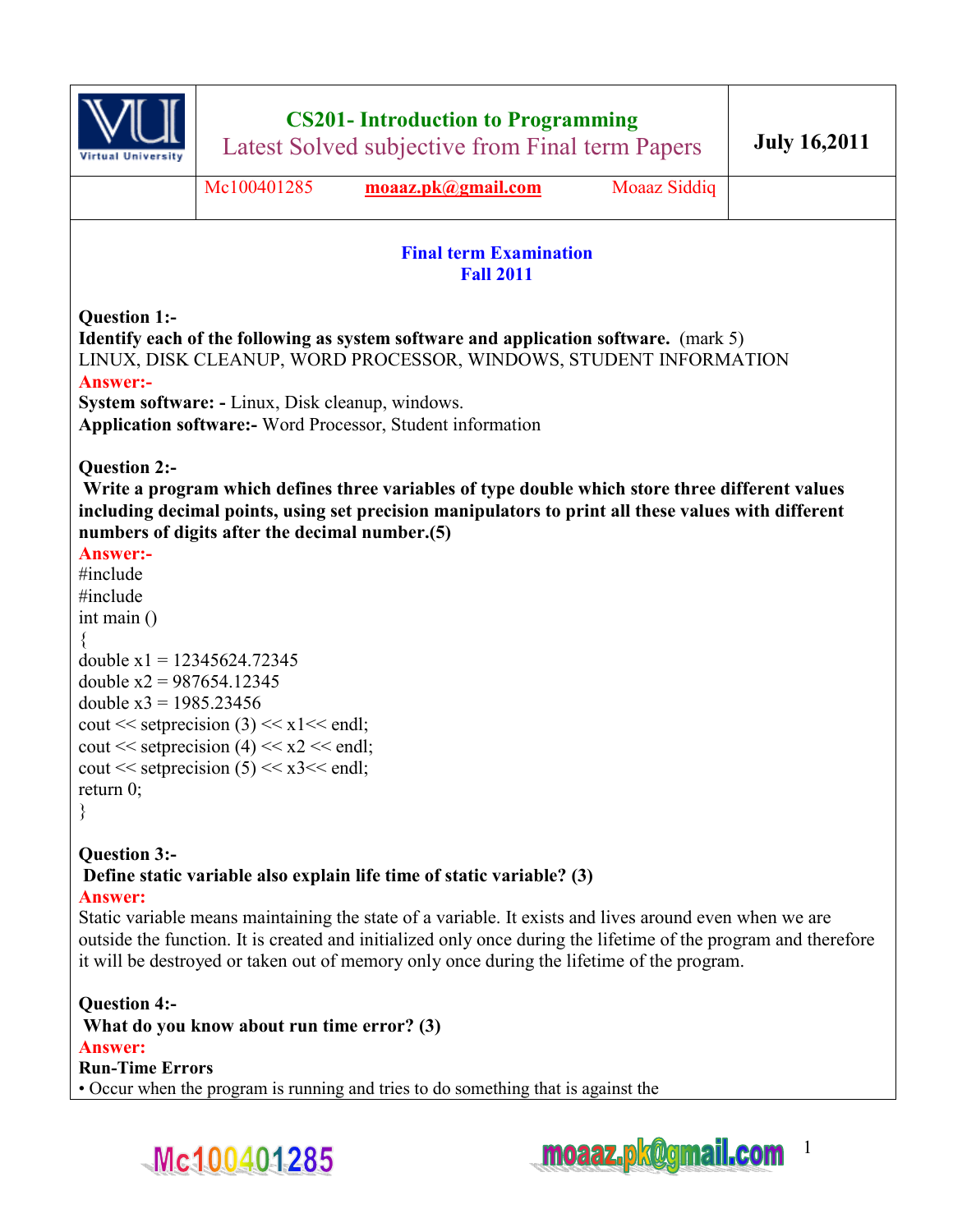| | CS201- Introduction to Programming<br>Latest Solved subjective from Final term Papers | July 16,2011 |
|---|---|---|
| | Mc100401285 moaaz.pk@gmail.com Moaaz Siddiq | |

**Final term Examination**
**Fall 2011**

**Question 1:-**
**Identify each of the following as system software and application software.** (mark 5)
LINUX, DISK CLEANUP, WORD PROCESSOR, WINDOWS, STUDENT INFORMATION
**Answer:-**
**System software: -** Linux, Disk cleanup, windows.
**Application software:-** Word Processor, Student information

**Question 2:-**
**Write a program which defines three variables of type double which store three different values including decimal points, using set precision manipulators to print all these values with different numbers of digits after the decimal number.(5)**
**Answer:-**

```
#include
#include
int main ()
{
double x1 = 12345624.72345
double x2 = 987654.12345
double x3 = 1985.23456
cout << setprecision (3) << x1<< endl;
cout << setprecision (4) << x2 << endl;
cout << setprecision (5) << x3<< endl;
return 0;
}
```

**Question 3:-**
**Define static variable also explain life time of static variable? (3)**
**Answer:**
Static variable means maintaining the state of a variable. It exists and lives around even when we are outside the function. It is created and initialized only once during the lifetime of the program and therefore it will be destroyed or taken out of memory only once during the lifetime of the program.

**Question 4:-**
**What do you know about run time error? (3)**
**Answer:**
**Run-Time Errors**
• Occur when the program is running and tries to do something that is against the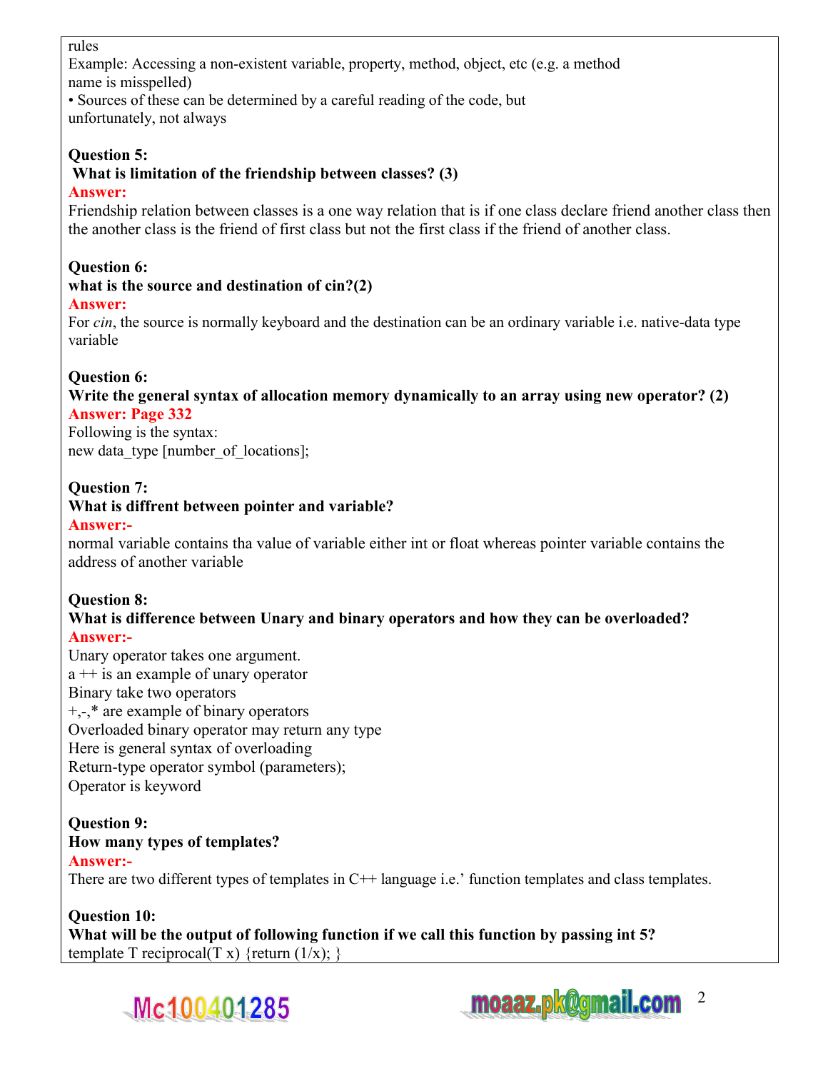rules

Example: Accessing a non-existent variable, property, method, object, etc (e.g. a method name is misspelled)

• Sources of these can be determined by a careful reading of the code, but unfortunately, not always

**Question 5:**

**What is limitation of the friendship between classes? (3)**

**Answer:**

Friendship relation between classes is a one way relation that is if one class declare friend another class then the another class is the friend of first class but not the first class if the friend of another class.

**Question 6:**

**what is the source and destination of cin?(2)**

**Answer:**

For *cin*, the source is normally keyboard and the destination can be an ordinary variable i.e. native-data type variable

**Question 6:**

**Write the general syntax of allocation memory dynamically to an array using new operator? (2)**

**Answer: Page 332**

Following is the syntax:

new data_type [number_of_locations];

**Question 7:**

**What is diffrent between pointer and variable?**

**Answer:-**

normal variable contains tha value of variable either int or float whereas pointer variable contains the address of another variable

**Question 8:**

**What is difference between Unary and binary operators and how they can be overloaded?**

**Answer:-**

Unary operator takes one argument.

a ++ is an example of unary operator

Binary take two operators

+,-,* are example of binary operators

Overloaded binary operator may return any type

Here is general syntax of overloading

Return-type operator symbol (parameters);

Operator is keyword

**Question 9:**

**How many types of templates?**

**Answer:-**

There are two different types of templates in C++ language i.e.' function templates and class templates.

**Question 10:**

**What will be the output of following function if we call this function by passing int 5?**

template T reciprocal(T x) {return (1/x); }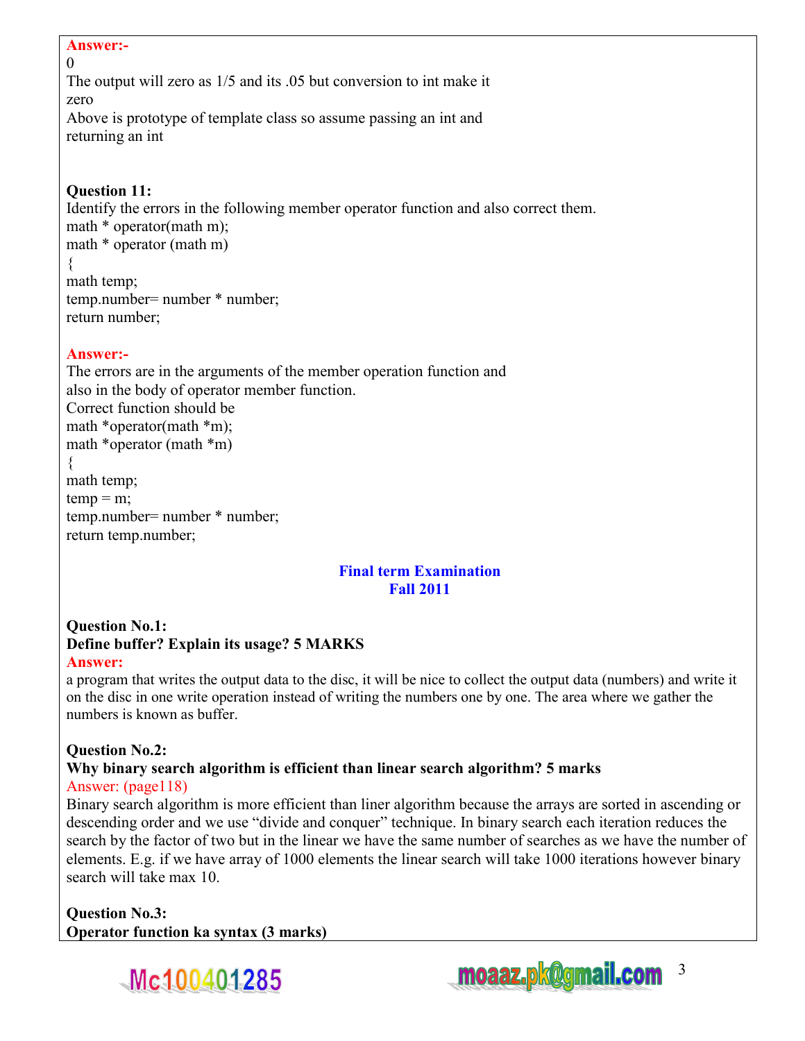**Answer:-**

0

The output will zero as 1/5 and its .05 but conversion to int make it zero

Above is prototype of template class so assume passing an int and returning an int

**Question 11:**

Identify the errors in the following member operator function and also correct them.

```
math * operator(math m);
math * operator (math m)
{
math temp;
temp.number= number * number;
return number;
```

**Answer:-**

The errors are in the arguments of the member operation function and also in the body of operator member function.

Correct function should be

```
math *operator(math *m);
math *operator (math *m)
{
math temp;
temp = m;
temp.number= number * number;
return temp.number;
```

## Final term Examination
## Fall 2011

**Question No.1:**
**Define buffer? Explain its usage? 5 MARKS**

**Answer:**

a program that writes the output data to the disc, it will be nice to collect the output data (numbers) and write it on the disc in one write operation instead of writing the numbers one by one. The area where we gather the numbers is known as buffer.

**Question No.2:**
**Why binary search algorithm is efficient than linear search algorithm? 5 marks**

Answer: (page118)

Binary search algorithm is more efficient than liner algorithm because the arrays are sorted in ascending or descending order and we use "divide and conquer" technique. In binary search each iteration reduces the search by the factor of two but in the linear we have the same number of searches as we have the number of elements. E.g. if we have array of 1000 elements the linear search will take 1000 iterations however binary search will take max 10.

**Question No.3:**
**Operator function ka syntax (3 marks)**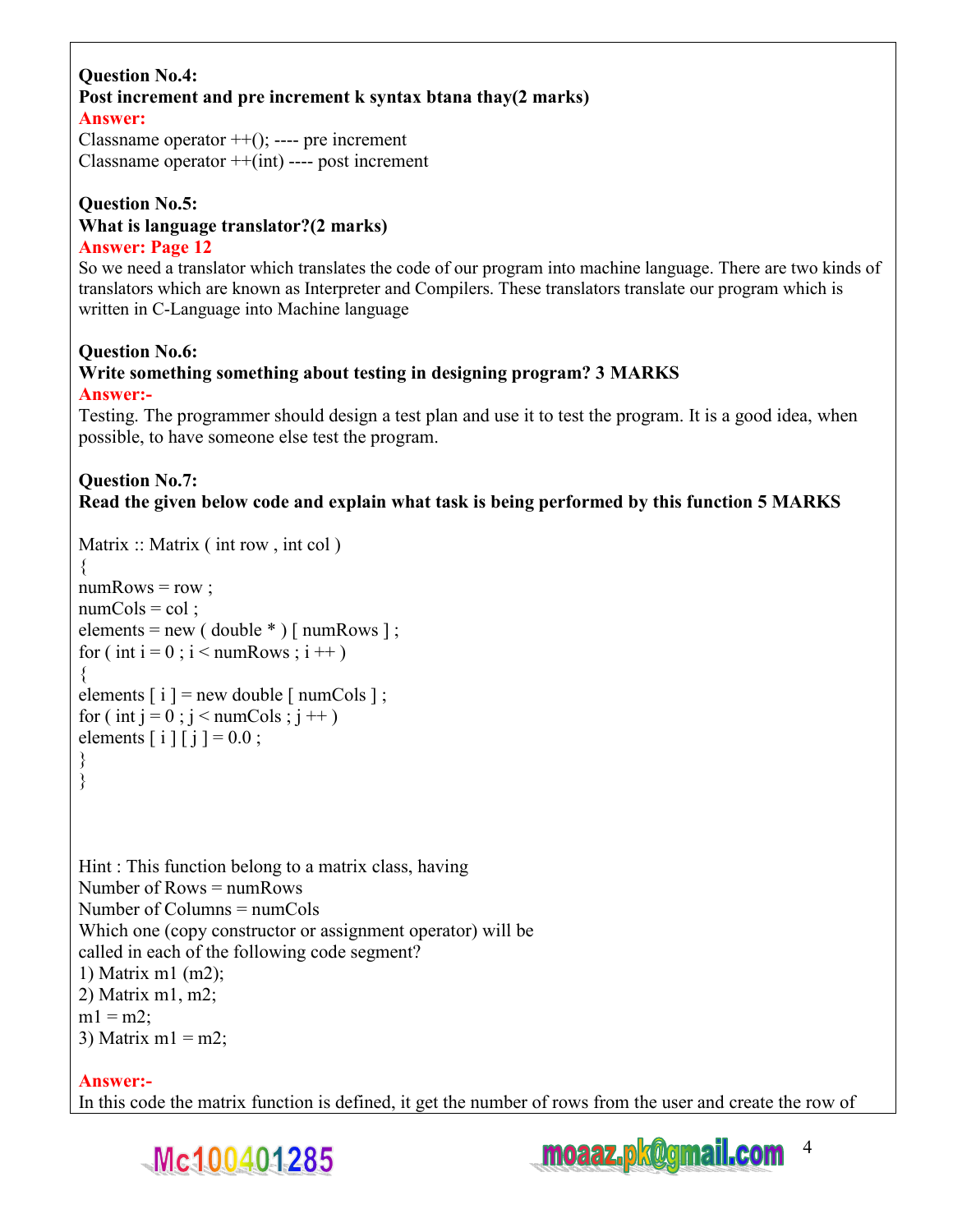**Question No.4:**
**Post increment and pre increment k syntax btana thay(2 marks)**
**Answer:**
Classname operator ++(); ---- pre increment
Classname operator ++(int) ---- post increment

**Question No.5:**
**What is language translator?(2 marks)**
**Answer: Page 12**
So we need a translator which translates the code of our program into machine language. There are two kinds of translators which are known as Interpreter and Compilers. These translators translate our program which is written in C-Language into Machine language

**Question No.6:**
**Write something something about testing in designing program? 3 MARKS**
**Answer:-**
Testing. The programmer should design a test plan and use it to test the program. It is a good idea, when possible, to have someone else test the program.

**Question No.7:**
**Read the given below code and explain what task is being performed by this function 5 MARKS**

```
Matrix :: Matrix ( int row , int col )
{
numRows = row ;
numCols = col ;
elements = new ( double * ) [ numRows ] ;
for ( int i = 0 ; i < numRows ; i ++ )
{
elements [ i ] = new double [ numCols ] ;
for ( int j = 0 ; j < numCols ; j ++ )
elements [ i ] [ j ] = 0.0 ;
}
}
```

Hint : This function belong to a matrix class, having
Number of Rows = numRows
Number of Columns = numCols
Which one (copy constructor or assignment operator) will be called in each of the following code segment?
1) Matrix m1 (m2);
2) Matrix m1, m2;
m1 = m2;
3) Matrix m1 = m2;

**Answer:-**
In this code the matrix function is defined, it get the number of rows from the user and create the row of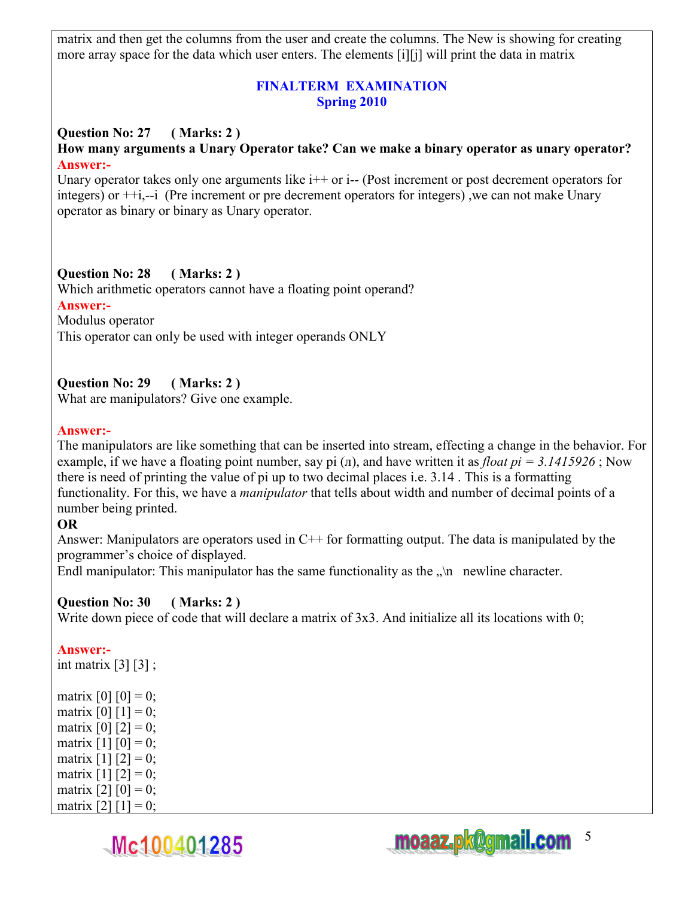matrix and then get the columns from the user and create the columns. The New is showing for creating more array space for the data which user enters. The elements [i][j] will print the data in matrix

## FINALTERM EXAMINATION
## Spring 2010

**Question No: 27 ( Marks: 2 )**

**How many arguments a Unary Operator take? Can we make a binary operator as unary operator?**

**Answer:-**

Unary operator takes only one arguments like i++ or i-- (Post increment or post decrement operators for integers) or ++i,--i (Pre increment or pre decrement operators for integers) ,we can not make Unary operator as binary or binary as Unary operator.

**Question No: 28 ( Marks: 2 )**

Which arithmetic operators cannot have a floating point operand?

**Answer:-**

Modulus operator

This operator can only be used with integer operands ONLY

**Question No: 29 ( Marks: 2 )**

What are manipulators? Give one example.

**Answer:-**

The manipulators are like something that can be inserted into stream, effecting a change in the behavior. For example, if we have a floating point number, say pi (л), and have written it as *float pi = 3.1415926* ; Now there is need of printing the value of pi up to two decimal places i.e. 3.14 . This is a formatting functionality. For this, we have a *manipulator* that tells about width and number of decimal points of a number being printed.

**OR**

Answer: Manipulators are operators used in C++ for formatting output. The data is manipulated by the programmer's choice of displayed.

Endl manipulator: This manipulator has the same functionality as the „\n newline character.

**Question No: 30 ( Marks: 2 )**

Write down piece of code that will declare a matrix of 3x3. And initialize all its locations with 0;

**Answer:-**

```
int matrix [3] [3] ;

matrix [0] [0] = 0;
matrix [0] [1] = 0;
matrix [0] [2] = 0;
matrix [1] [0] = 0;
matrix [1] [2] = 0;
matrix [1] [2] = 0;
matrix [2] [0] = 0;
matrix [2] [1] = 0;
```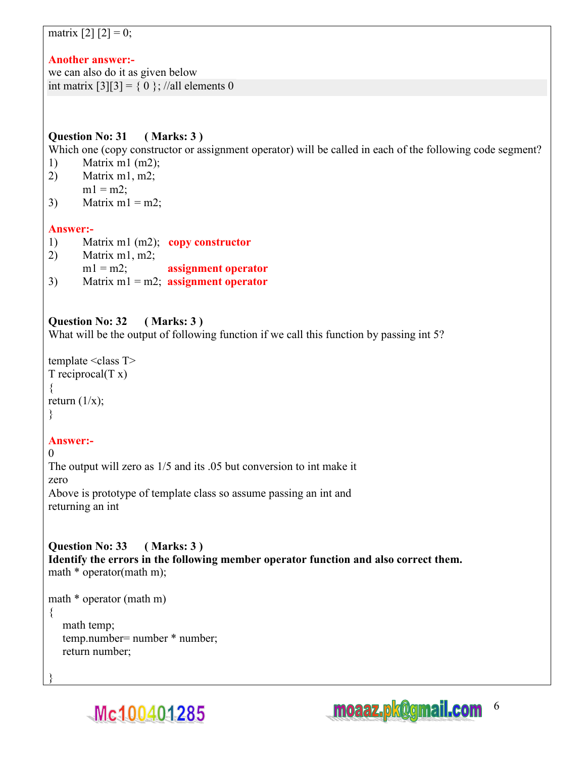matrix [2] [2] = 0;

**Another answer:-**
we can also do it as given below

```
int matrix [3][3] = { 0 }; //all elements 0
```

**Question No: 31 ( Marks: 3 )**
Which one (copy constructor or assignment operator) will be called in each of the following code segment?

1) Matrix m1 (m2);
2) Matrix m1, m2;
   m1 = m2;
3) Matrix m1 = m2;

**Answer:-**

1) Matrix m1 (m2); **copy constructor**
2) Matrix m1, m2;
   m1 = m2; **assignment operator**
3) Matrix m1 = m2; **assignment operator**

**Question No: 32 ( Marks: 3 )**
What will be the output of following function if we call this function by passing int 5?

```
template <class T>
T reciprocal(T x)
{
return (1/x);
}
```

**Answer:-**
0
The output will zero as 1/5 and its .05 but conversion to int make it zero
Above is prototype of template class so assume passing an int and returning an int

**Question No: 33 ( Marks: 3 )**
**Identify the errors in the following member operator function and also correct them.**

```
math * operator(math m);

math * operator (math m)
{
    math temp;
    temp.number= number * number;
    return number;

}
```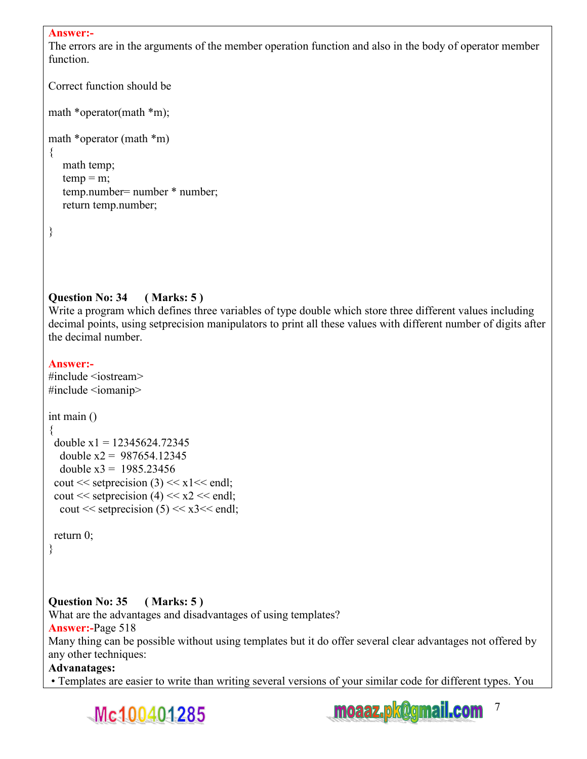**Answer:-**
The errors are in the arguments of the member operation function and also in the body of operator member function.

Correct function should be

```
math *operator(math *m);

math *operator (math *m)
{
    math temp;
    temp = m;
    temp.number= number * number;
    return temp.number;

}
```

**Question No: 34 ( Marks: 5 )**
Write a program which defines three variables of type double which store three different values including decimal points, using setprecision manipulators to print all these values with different number of digits after the decimal number.

**Answer:-**

```
#include <iostream>
#include <iomanip>

int main ()
{
  double x1 = 12345624.72345
    double x2 =  987654.12345
    double x3 =  1985.23456
  cout << setprecision (3) << x1<< endl;
  cout << setprecision (4) << x2 << endl;
    cout << setprecision (5) << x3<< endl;

  return 0;
}
```

**Question No: 35 ( Marks: 5 )**
What are the advantages and disadvantages of using templates?
**Answer:-**Page 518
Many thing can be possible without using templates but it do offer several clear advantages not offered by any other techniques:
**Advanatages:**
- Templates are easier to write than writing several versions of your similar code for different types. You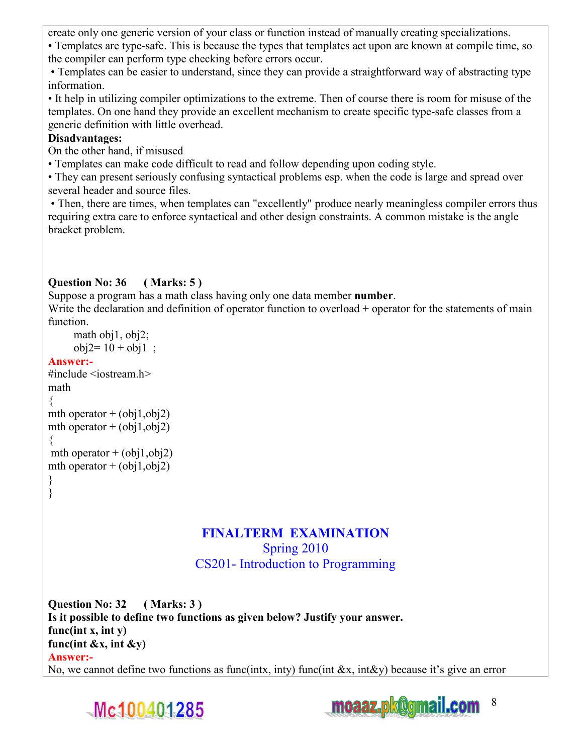create only one generic version of your class or function instead of manually creating specializations.

• Templates are type-safe. This is because the types that templates act upon are known at compile time, so the compiler can perform type checking before errors occur.

• Templates can be easier to understand, since they can provide a straightforward way of abstracting type information.

• It help in utilizing compiler optimizations to the extreme. Then of course there is room for misuse of the templates. On one hand they provide an excellent mechanism to create specific type-safe classes from a generic definition with little overhead.

**Disadvantages:**

On the other hand, if misused

• Templates can make code difficult to read and follow depending upon coding style.

• They can present seriously confusing syntactical problems esp. when the code is large and spread over several header and source files.

• Then, there are times, when templates can "excellently" produce nearly meaningless compiler errors thus requiring extra care to enforce syntactical and other design constraints. A common mistake is the angle bracket problem.

**Question No: 36 ( Marks: 5 )**

Suppose a program has a math class having only one data member **number**.

Write the declaration and definition of operator function to overload + operator for the statements of main function.

```
math obj1, obj2;
obj2= 10 + obj1 ;
```

**Answer:-**

```
#include <iostream.h>
math
{
mth operator + (obj1,obj2)
mth operator + (obj1,obj2)
{
 mth operator + (obj1,obj2)
mth operator + (obj1,obj2)
}
}
```

## FINALTERM EXAMINATION
### Spring 2010
### CS201- Introduction to Programming

**Question No: 32 ( Marks: 3 )**

**Is it possible to define two functions as given below? Justify your answer.**

**func(int x, int y)**

**func(int &x, int &y)**

**Answer:-**

No, we cannot define two functions as func(intx, inty) func(int &x, int&y) because it's give an error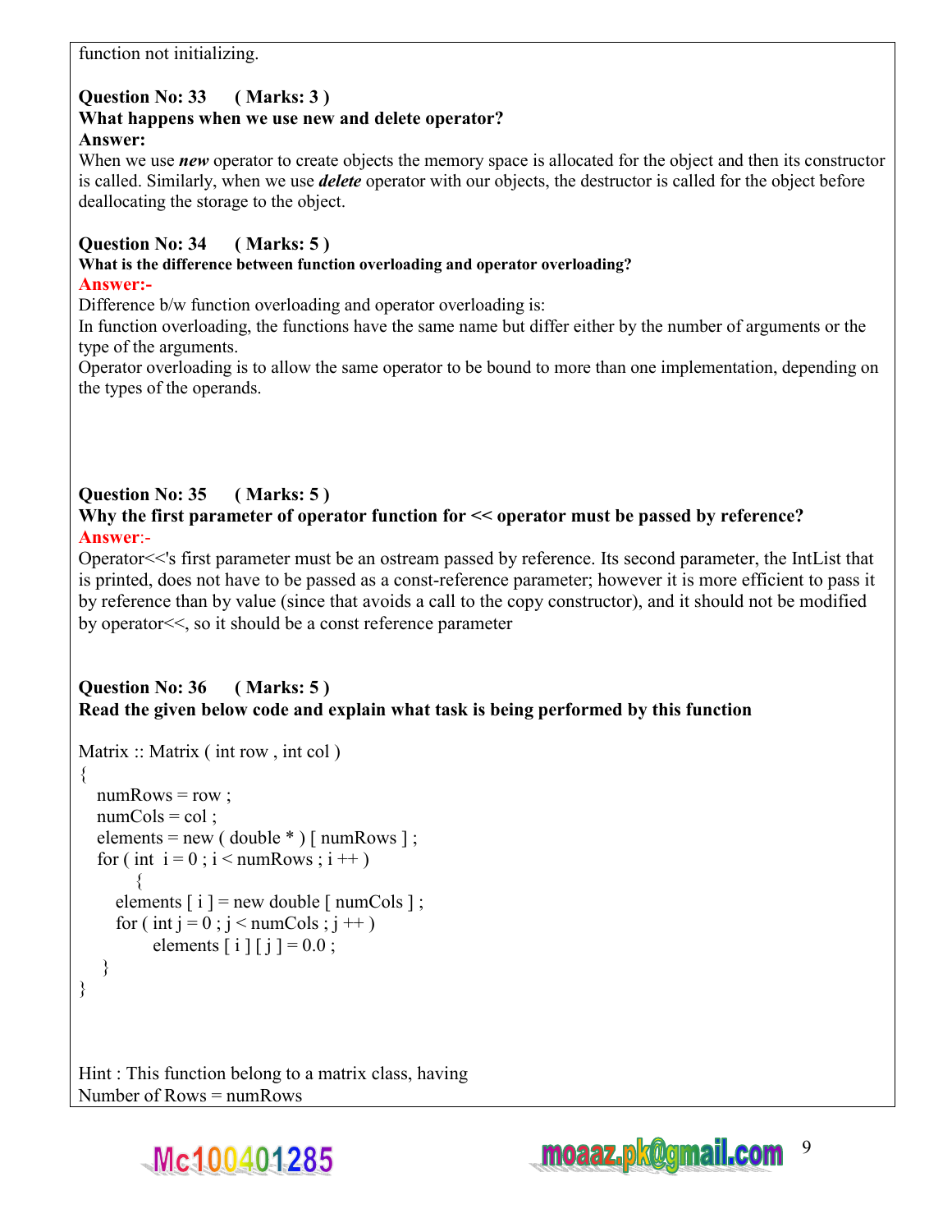function not initializing.

**Question No: 33 ( Marks: 3 )**
**What happens when we use new and delete operator?**
**Answer:**
When we use ***new*** operator to create objects the memory space is allocated for the object and then its constructor is called. Similarly, when we use ***delete*** operator with our objects, the destructor is called for the object before deallocating the storage to the object.

**Question No: 34 ( Marks: 5 )**
**What is the difference between function overloading and operator overloading?**
**Answer:-**
Difference b/w function overloading and operator overloading is:
In function overloading, the functions have the same name but differ either by the number of arguments or the type of the arguments.
Operator overloading is to allow the same operator to be bound to more than one implementation, depending on the types of the operands.

**Question No: 35 ( Marks: 5 )**
**Why the first parameter of operator function for << operator must be passed by reference?**
**Answer**:-
Operator<<'s first parameter must be an ostream passed by reference. Its second parameter, the IntList that is printed, does not have to be passed as a const-reference parameter; however it is more efficient to pass it by reference than by value (since that avoids a call to the copy constructor), and it should not be modified by operator<<, so it should be a const reference parameter

**Question No: 36 ( Marks: 5 )**
**Read the given below code and explain what task is being performed by this function**

```
Matrix :: Matrix ( int row , int col )
{
   numRows = row ;
   numCols = col ;
   elements = new ( double * ) [ numRows ] ;
   for ( int  i = 0 ; i < numRows ; i ++ )
         {
      elements [ i ] = new double [ numCols ] ;
      for ( int j = 0 ; j < numCols ; j ++ )
            elements [ i ] [ j ] = 0.0 ;
    }
}
```

Hint : This function belong to a matrix class, having
Number of Rows = numRows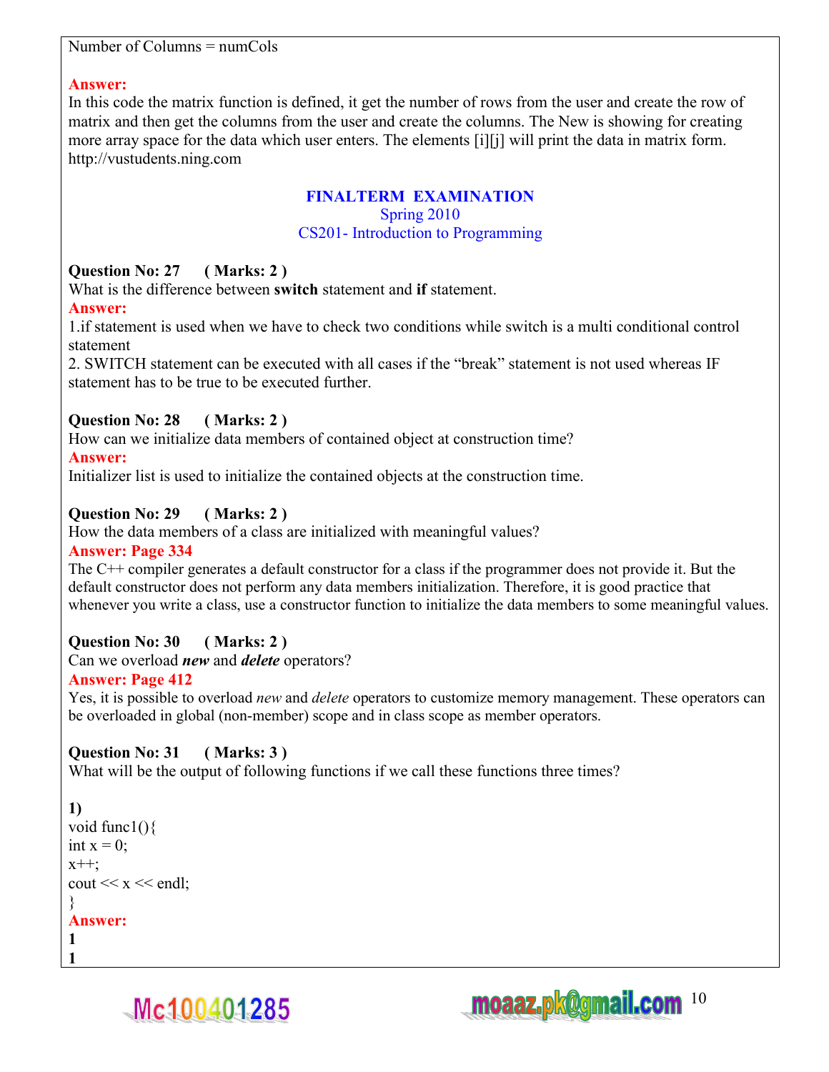Number of Columns = numCols

**Answer:**
In this code the matrix function is defined, it get the number of rows from the user and create the row of matrix and then get the columns from the user and create the columns. The New is showing for creating more array space for the data which user enters. The elements [i][j] will print the data in matrix form.
http://vustudents.ning.com

## FINALTERM EXAMINATION
### Spring 2010
### CS201- Introduction to Programming

**Question No: 27 ( Marks: 2 )**
What is the difference between **switch** statement and **if** statement.
**Answer:**
1.if statement is used when we have to check two conditions while switch is a multi conditional control statement
2. SWITCH statement can be executed with all cases if the "break" statement is not used whereas IF statement has to be true to be executed further.

**Question No: 28 ( Marks: 2 )**
How can we initialize data members of contained object at construction time?
**Answer:**
Initializer list is used to initialize the contained objects at the construction time.

**Question No: 29 ( Marks: 2 )**
How the data members of a class are initialized with meaningful values?
**Answer: Page 334**
The C++ compiler generates a default constructor for a class if the programmer does not provide it. But the default constructor does not perform any data members initialization. Therefore, it is good practice that whenever you write a class, use a constructor function to initialize the data members to some meaningful values.

**Question No: 30 ( Marks: 2 )**
Can we overload ***new*** and ***delete*** operators?
**Answer: Page 412**
Yes, it is possible to overload *new* and *delete* operators to customize memory management. These operators can be overloaded in global (non-member) scope and in class scope as member operators.

**Question No: 31 ( Marks: 3 )**
What will be the output of following functions if we call these functions three times?

**1)**
```
void func1(){
int x = 0;
x++;
cout << x << endl;
}
```
**Answer:**
**1**
**1**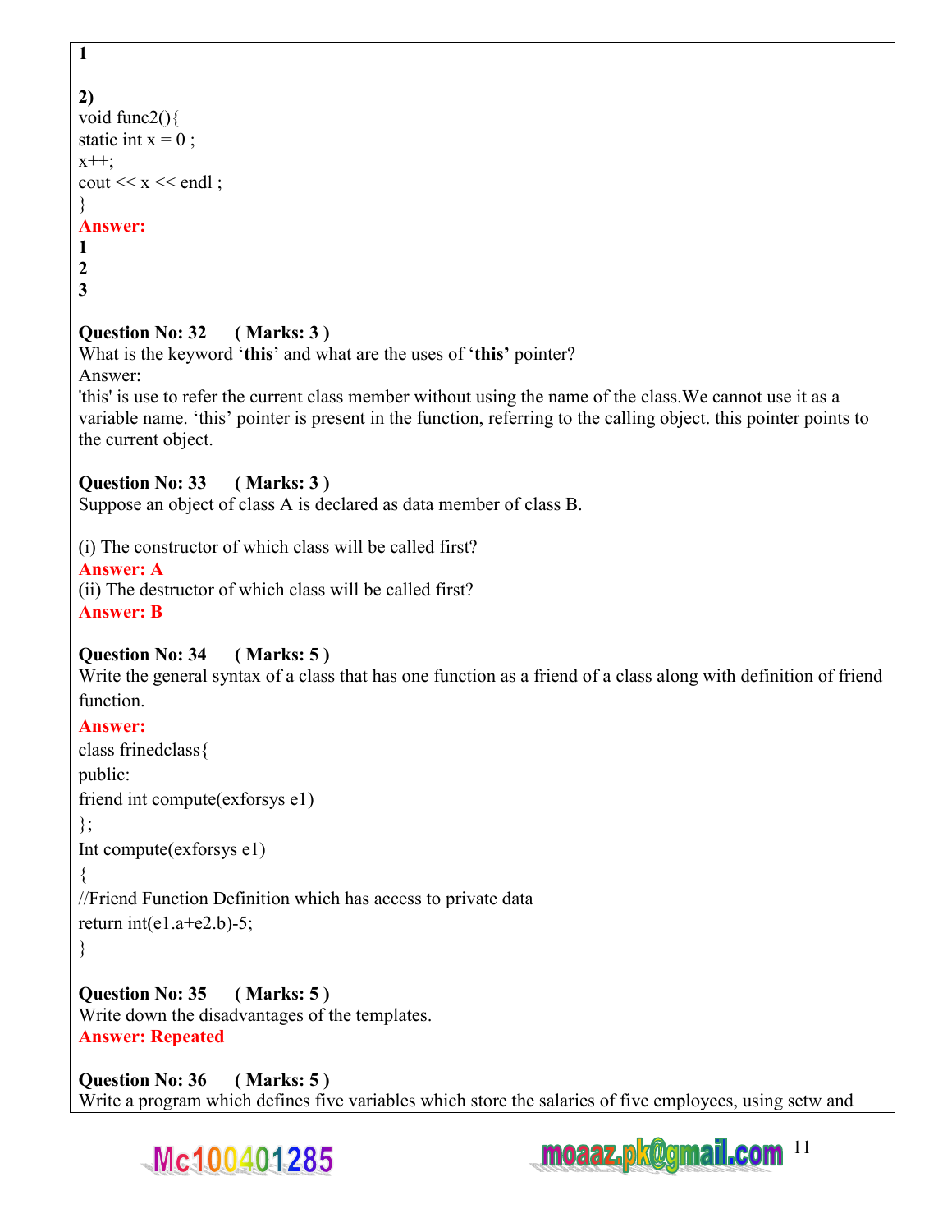**1**

**2)**

```
void func2(){
static int x = 0 ;
x++;
cout << x << endl ;
}
```

**Answer:**

**1**
**2**
**3**

**Question No: 32 ( Marks: 3 )**

What is the keyword '**this**' and what are the uses of '**this**' pointer?

Answer:

'this' is use to refer the current class member without using the name of the class.We cannot use it as a variable name. 'this' pointer is present in the function, referring to the calling object. this pointer points to the current object.

**Question No: 33 ( Marks: 3 )**

Suppose an object of class A is declared as data member of class B.

(i) The constructor of which class will be called first?

**Answer: A**

(ii) The destructor of which class will be called first?

**Answer: B**

**Question No: 34 ( Marks: 5 )**

Write the general syntax of a class that has one function as a friend of a class along with definition of friend function.

**Answer:**

```
class frinedclass{
public:
friend int compute(exforsys e1)
};
Int compute(exforsys e1)
{
//Friend Function Definition which has access to private data
return int(e1.a+e2.b)-5;
}
```

**Question No: 35 ( Marks: 5 )**

Write down the disadvantages of the templates.

**Answer: Repeated**

**Question No: 36 ( Marks: 5 )**

Write a program which defines five variables which store the salaries of five employees, using setw and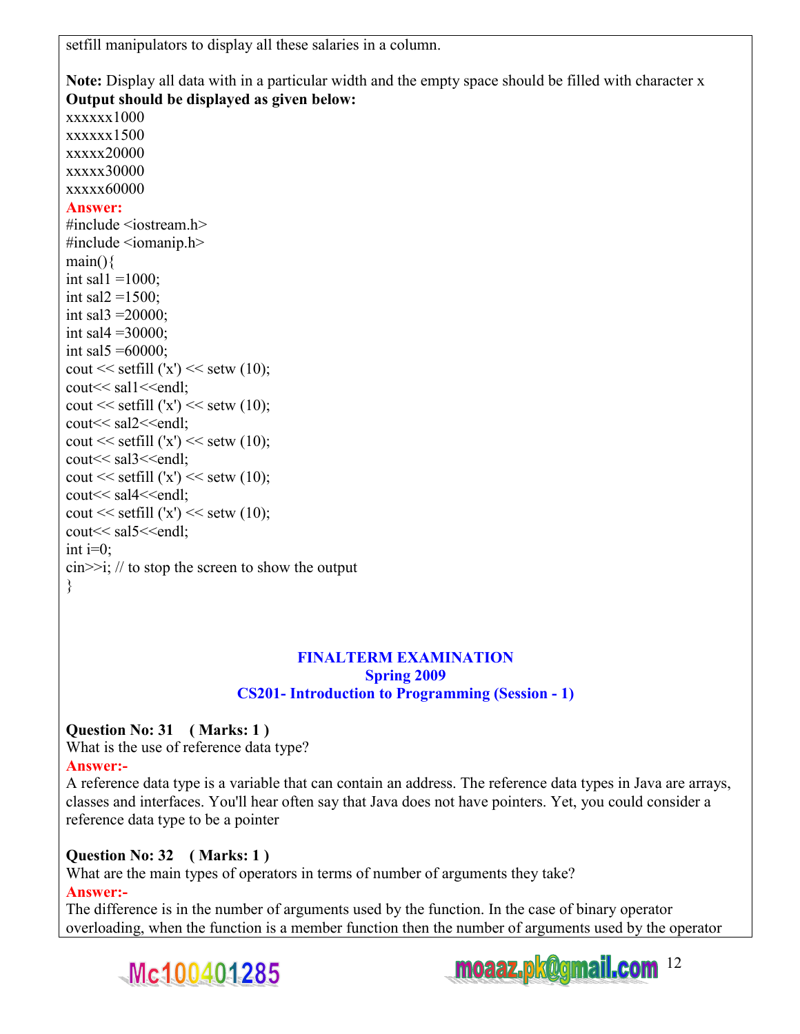setfill manipulators to display all these salaries in a column.

**Note:** Display all data with in a particular width and the empty space should be filled with character x
**Output should be displayed as given below:**
xxxxxx1000
xxxxxx1500
xxxxx20000
xxxxx30000
xxxxx60000

**Answer:**

```
#include <iostream.h>
#include <iomanip.h>
main(){
int sal1 =1000;
int sal2 =1500;
int sal3 =20000;
int sal4 =30000;
int sal5 =60000;
cout << setfill ('x') << setw (10);
cout<< sal1<<endl;
cout << setfill ('x') << setw (10);
cout<< sal2<<endl;
cout << setfill ('x') << setw (10);
cout<< sal3<<endl;
cout << setfill ('x') << setw (10);
cout<< sal4<<endl;
cout << setfill ('x') << setw (10);
cout<< sal5<<endl;
int i=0;
cin>>i; // to stop the screen to show the output
}
```

## FINALTERM EXAMINATION
## Spring 2009
## CS201- Introduction to Programming (Session - 1)

**Question No: 31 ( Marks: 1 )**
What is the use of reference data type?
**Answer:-**
A reference data type is a variable that can contain an address. The reference data types in Java are arrays, classes and interfaces. You'll hear often say that Java does not have pointers. Yet, you could consider a reference data type to be a pointer

**Question No: 32 ( Marks: 1 )**
What are the main types of operators in terms of number of arguments they take?
**Answer:-**
The difference is in the number of arguments used by the function. In the case of binary operator overloading, when the function is a member function then the number of arguments used by the operator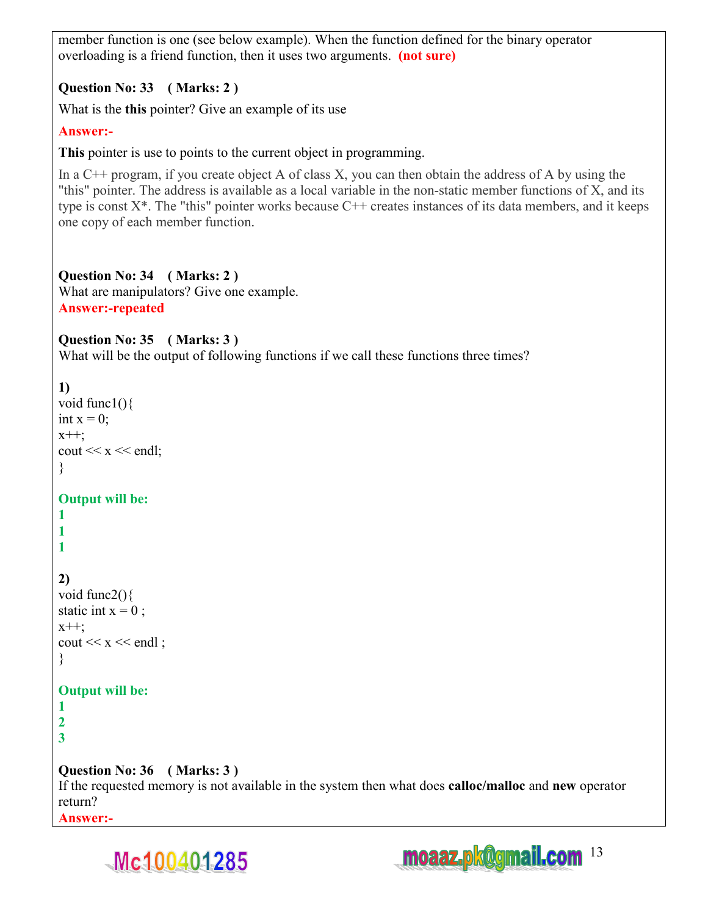member function is one (see below example). When the function defined for the binary operator overloading is a friend function, then it uses two arguments. **(not sure)**

**Question No: 33 ( Marks: 2 )**

What is the **this** pointer? Give an example of its use

**Answer:-**

**This** pointer is use to points to the current object in programming.

In a C++ program, if you create object A of class X, you can then obtain the address of A by using the "this" pointer. The address is available as a local variable in the non-static member functions of X, and its type is const X*. The "this" pointer works because C++ creates instances of its data members, and it keeps one copy of each member function.

**Question No: 34 ( Marks: 2 )**

What are manipulators? Give one example.

**Answer:-repeated**

**Question No: 35 ( Marks: 3 )**

What will be the output of following functions if we call these functions three times?

**1)**

```
void func1(){
int x = 0;
x++;
cout << x << endl;
}
```

**Output will be:**

**1**
**1**
**1**

**2)**

```
void func2(){
static int x = 0 ;
x++;
cout << x << endl ;
}
```

**Output will be:**

**1**
**2**
**3**

**Question No: 36 ( Marks: 3 )**

If the requested memory is not available in the system then what does **calloc/malloc** and **new** operator return?

**Answer:-**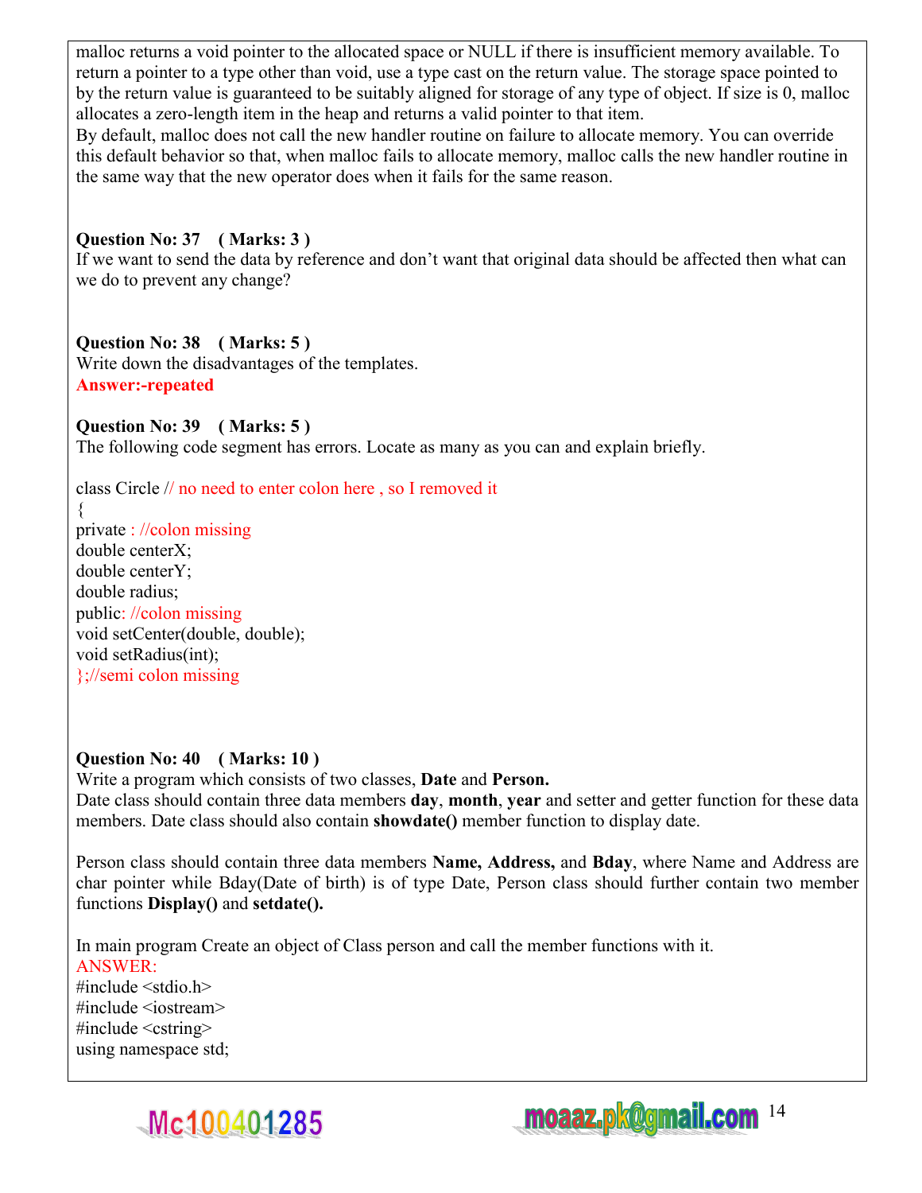malloc returns a void pointer to the allocated space or NULL if there is insufficient memory available. To return a pointer to a type other than void, use a type cast on the return value. The storage space pointed to by the return value is guaranteed to be suitably aligned for storage of any type of object. If size is 0, malloc allocates a zero-length item in the heap and returns a valid pointer to that item.
By default, malloc does not call the new handler routine on failure to allocate memory. You can override this default behavior so that, when malloc fails to allocate memory, malloc calls the new handler routine in the same way that the new operator does when it fails for the same reason.

**Question No: 37 ( Marks: 3 )**
If we want to send the data by reference and don't want that original data should be affected then what can we do to prevent any change?

**Question No: 38 ( Marks: 5 )**
Write down the disadvantages of the templates.
**Answer:-repeated**

**Question No: 39 ( Marks: 5 )**
The following code segment has errors. Locate as many as you can and explain briefly.

```
class Circle // no need to enter colon here , so I removed it
{
private : //colon missing
double centerX;
double centerY;
double radius;
public: //colon missing
void setCenter(double, double);
void setRadius(int);
};//semi colon missing
```

**Question No: 40 ( Marks: 10 )**
Write a program which consists of two classes, **Date** and **Person.**
Date class should contain three data members **day**, **month**, **year** and setter and getter function for these data members. Date class should also contain **showdate()** member function to display date.

Person class should contain three data members **Name, Address,** and **Bday**, where Name and Address are char pointer while Bday(Date of birth) is of type Date, Person class should further contain two member functions **Display()** and **setdate().**

In main program Create an object of Class person and call the member functions with it.
ANSWER:

```
#include <stdio.h>
#include <iostream>
#include <cstring>
using namespace std;
```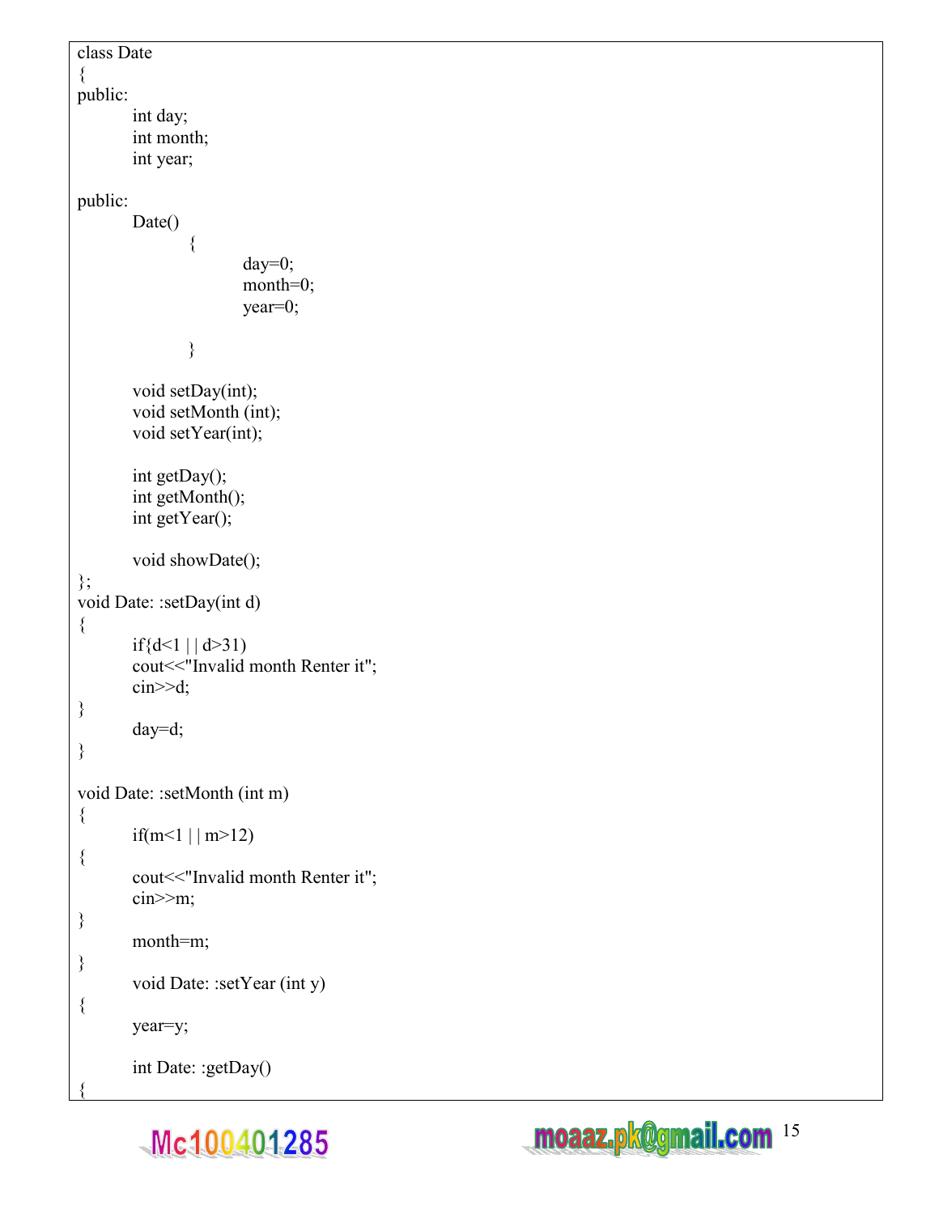```
class Date
{
public:
        int day;
        int month;
        int year;

public:
        Date()
                {
                        day=0;
                        month=0;
                        year=0;

                }

        void setDay(int);
        void setMonth (int);
        void setYear(int);

        int getDay();
        int getMonth();
        int getYear();

        void showDate();
};
void Date: :setDay(int d)
{
        if{d<1 | | d>31)
        cout<<"Invalid month Renter it";
        cin>>d;
}
        day=d;
}

void Date: :setMonth (int m)
{
        if(m<1 | | m>12)
{
        cout<<"Invalid month Renter it";
        cin>>m;
}
        month=m;
}
        void Date: :setYear (int y)
{
        year=y;

        int Date: :getDay()
{
```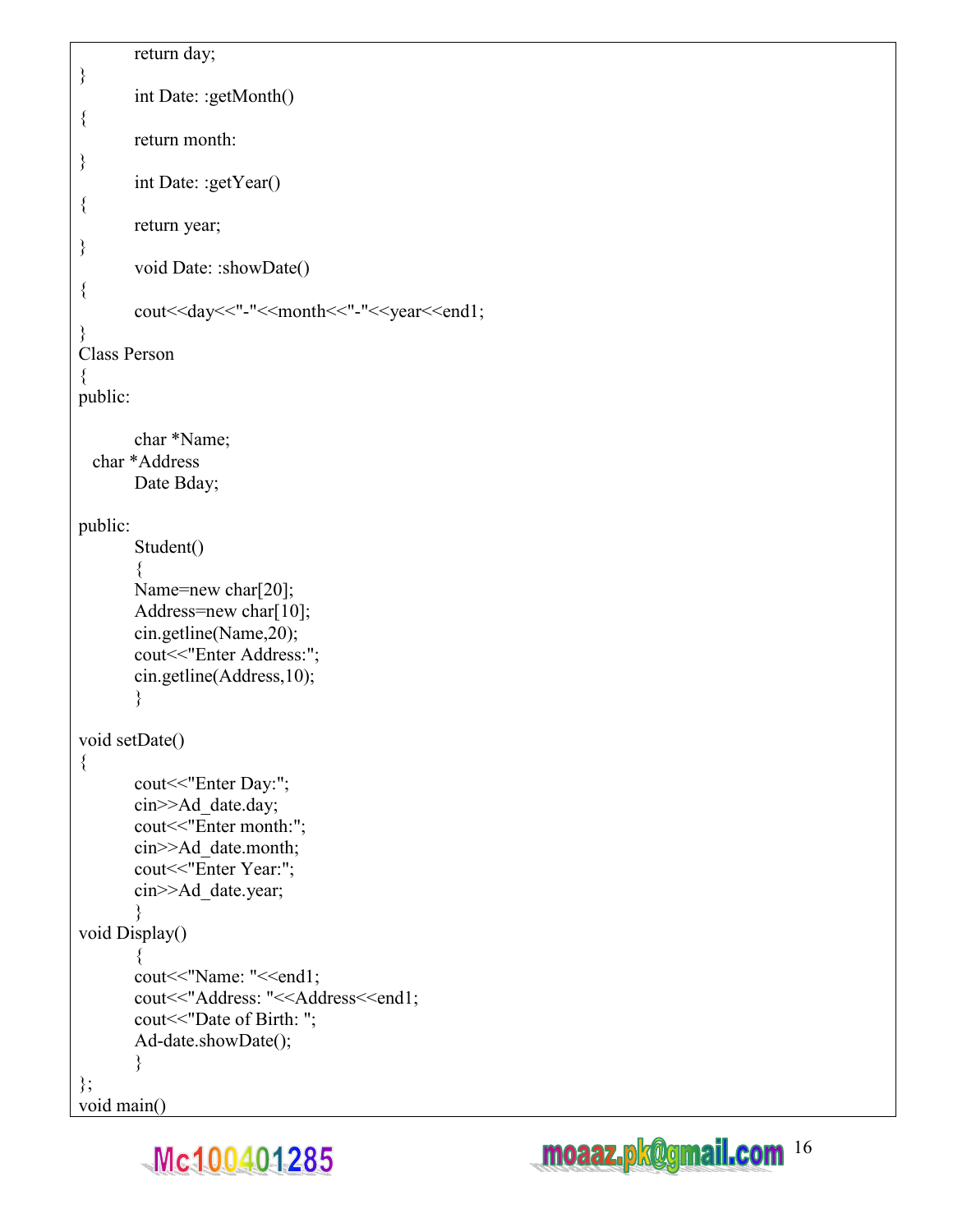```
        return day;
}
        int Date: :getMonth()
{
        return month:
}
        int Date: :getYear()
{
        return year;
}
        void Date: :showDate()
{
        cout<<day<<"-"<<month<<"-"<<year<<end1;
}
Class Person
{
public:

        char *Name;
   char *Address
        Date Bday;

public:
        Student()
        {
        Name=new char[20];
        Address=new char[10];
        cin.getline(Name,20);
        cout<<"Enter Address:";
        cin.getline(Address,10);
        }

void setDate()
{
        cout<<"Enter Day:";
        cin>>Ad_date.day;
        cout<<"Enter month:";
        cin>>Ad_date.month;
        cout<<"Enter Year:";
        cin>>Ad_date.year;
        }
void Display()
        {
        cout<<"Name: "<<end1;
        cout<<"Address: "<<Address<<end1;
        cout<<"Date of Birth: ";
        Ad-date.showDate();
        }
};
void main()
```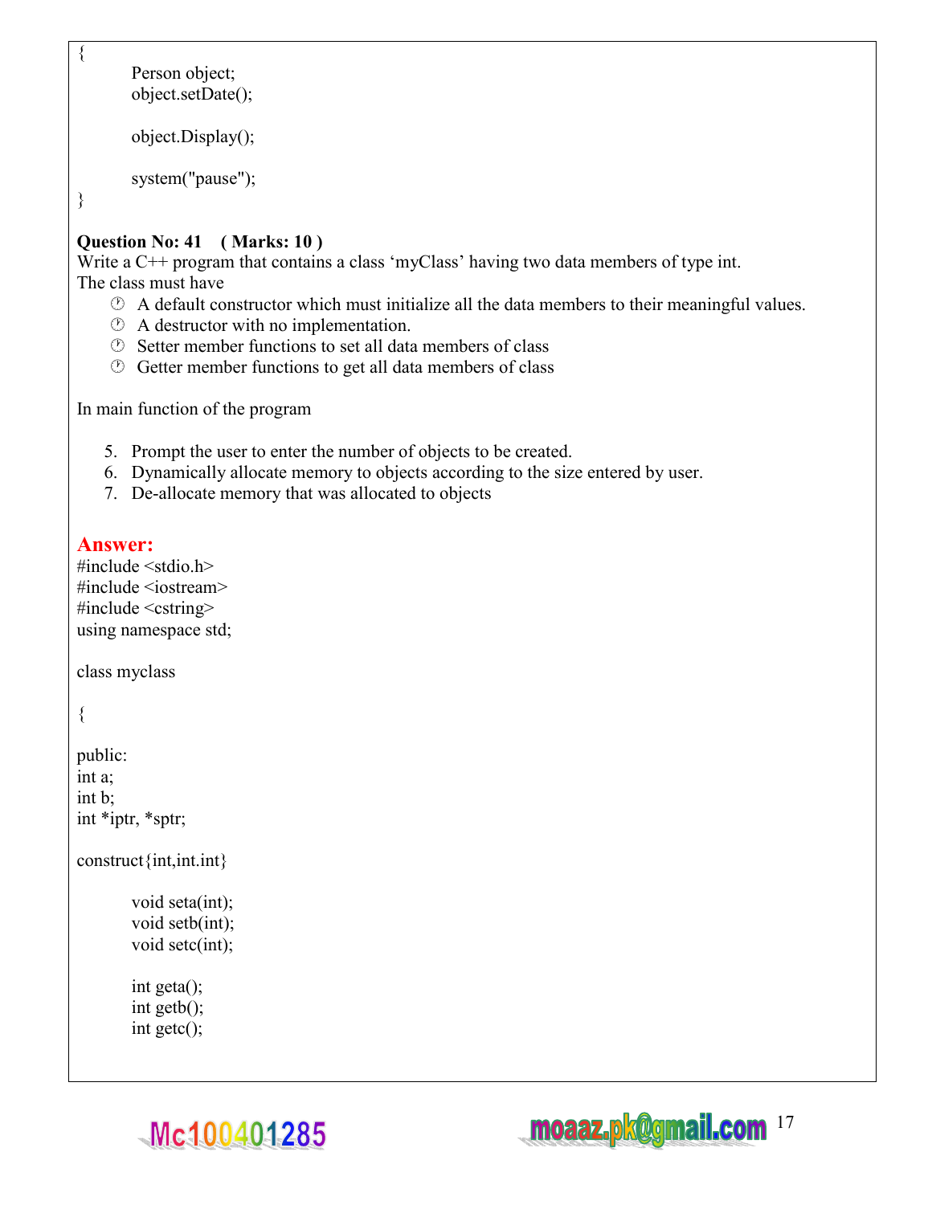```
{
        Person object;
        object.setDate();

        object.Display();

        system("pause");
}
```

**Question No: 41 ( Marks: 10 )**

Write a C++ program that contains a class 'myClass' having two data members of type int.
The class must have

- A default constructor which must initialize all the data members to their meaningful values.
- A destructor with no implementation.
- Setter member functions to set all data members of class
- Getter member functions to get all data members of class

In main function of the program

5. Prompt the user to enter the number of objects to be created.
6. Dynamically allocate memory to objects according to the size entered by user.
7. De-allocate memory that was allocated to objects

**Answer:**

```
#include <stdio.h>
#include <iostream>
#include <cstring>
using namespace std;

class myclass

{

public:
int a;
int b;
int *iptr, *sptr;

construct{int,int.int}

        void seta(int);
        void setb(int);
        void setc(int);

        int geta();
        int getb();
        int getc();
```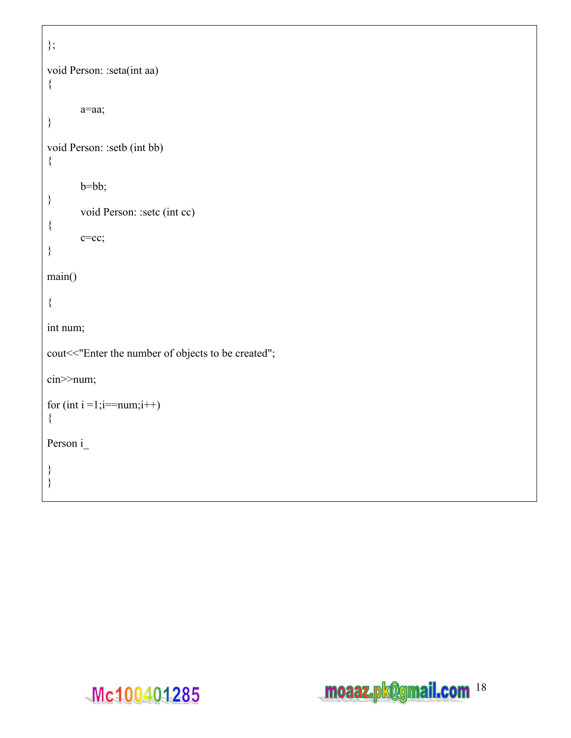```
};

void Person: :seta(int aa)
{

        a=aa;
}

void Person: :setb (int bb)
{

        b=bb;
}
        void Person: :setc (int cc)
{
        c=cc;
}

main()

{

int num;

cout<<"Enter the number of objects to be created";

cin>>num;

for (int i =1;i==num;i++)
{

Person i_

}
}
```

Mc100401285 moaaz.pk@gmail.com